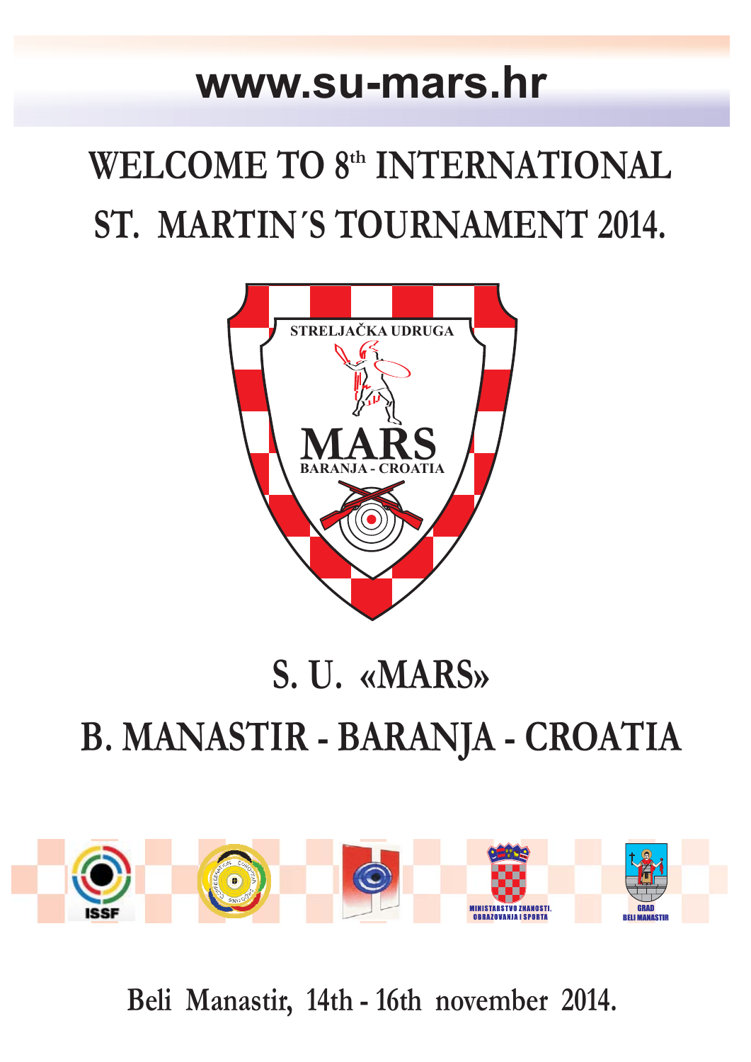www.su-mars.hr

# WELCOME TO 8th INTERNATIONAL ST. MARTIN´S TOURNAMENT 2014.

STRELJAČKA UDRUGA

MARS

BARANJA - CROATIA

## S. U. «MARS»

## B. MANASTIR - BARANJA - CROATIA

ISSF

MINISTARSTVO ZNANOSTI, OBRAZOVANJA I SPORTA

GRAD BELI MANASTIR

Beli Manastir, 14th - 16th november 2014.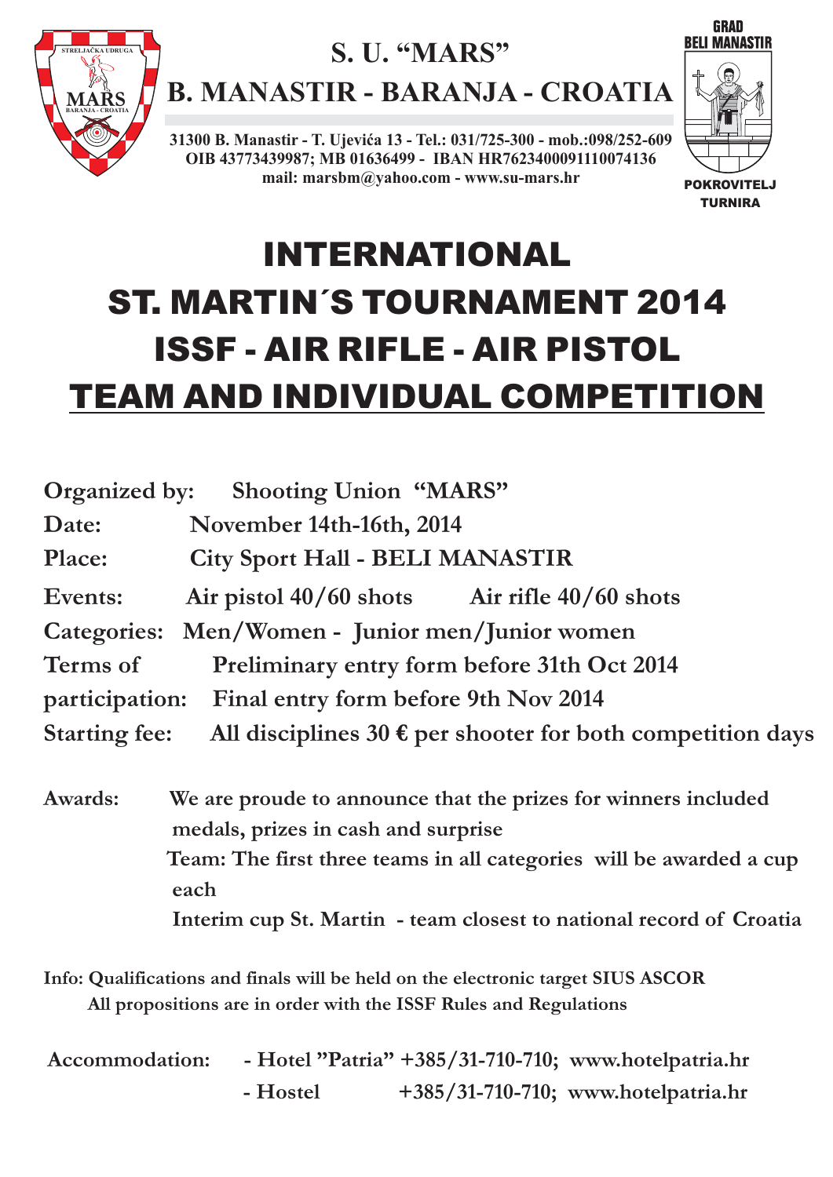STRELJAČKA UDRUGA MARS BARANJA - CROATIA

# S. U. "MARS"

# B. MANASTIR - BARANJA - CROATIA

**31300 B. Manastir - T. Ujevića 13 - Tel.: 031/725-300 - mob.:098/252-609**
**OIB 43773439987; MB 01636499 - IBAN HR7623400091110074136**
**mail: marsbm@yahoo.com - www.su-mars.hr**

GRAD BELI MANASTIR

POKROVITELJ TURNIRA

# INTERNATIONAL
# ST. MARTIN´S TOURNAMENT 2014
# ISSF - AIR RIFLE - AIR PISTOL
# TEAM AND INDIVIDUAL COMPETITION

**Organized by:** Shooting Union "MARS"

**Date:** November 14th-16th, 2014

**Place:** City Sport Hall - BELI MANASTIR

**Events:** Air pistol 40/60 shots Air rifle 40/60 shots

**Categories:** Men/Women - Junior men/Junior women

**Terms of participation:** Preliminary entry form before 31th Oct 2014
Final entry form before 9th Nov 2014

**Starting fee:** All disciplines 30 € per shooter for both competition days

**Awards:** We are proude to announce that the prizes for winners included medals, prizes in cash and surprise
Team: The first three teams in all categories will be awarded a cup each
Interim cup St. Martin - team closest to national record of Croatia

**Info:** Qualifications and finals will be held on the electronic target SIUS ASCOR
All propositions are in order with the ISSF Rules and Regulations

**Accommodation:**
- Hotel "Patria" +385/31-710-710; www.hotelpatria.hr
- Hostel +385/31-710-710; www.hotelpatria.hr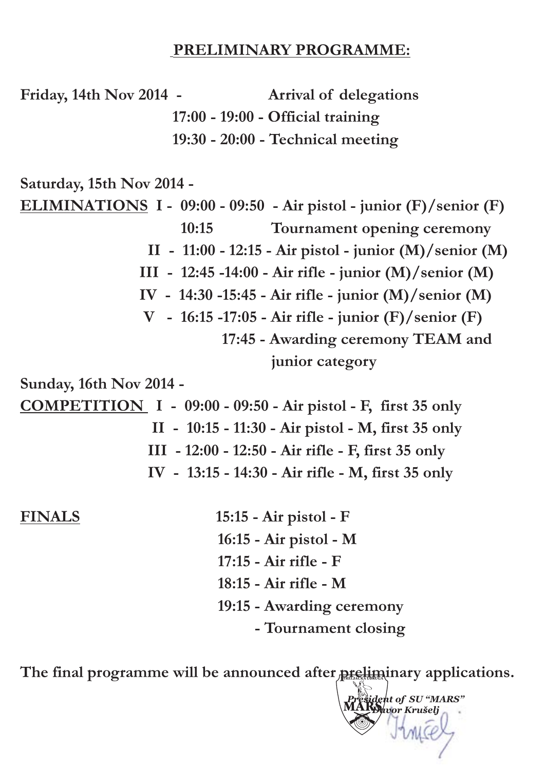## PRELIMINARY PROGRAMME:

**Friday, 14th Nov 2014 -** **Arrival of delegations**

**17:00 - 19:00 - Official training**

**19:30 - 20:00 - Technical meeting**

**Saturday, 15th Nov 2014 -**

**ELIMINATIONS**

**I - 09:00 - 09:50 - Air pistol - junior (F)/senior (F)**

**10:15 Tournament opening ceremony**

**II - 11:00 - 12:15 - Air pistol - junior (M)/senior (M)**

**III - 12:45 -14:00 - Air rifle - junior (M)/senior (M)**

**IV - 14:30 -15:45 - Air rifle - junior (M)/senior (M)**

**V - 16:15 -17:05 - Air rifle - junior (F)/senior (F)**

**17:45 - Awarding ceremony TEAM and junior category**

**Sunday, 16th Nov 2014 -**

**COMPETITION**

**I - 09:00 - 09:50 - Air pistol - F, first 35 only**

**II - 10:15 - 11:30 - Air pistol - M, first 35 only**

**III - 12:00 - 12:50 - Air rifle - F, first 35 only**

**IV - 13:15 - 14:30 - Air rifle - M, first 35 only**

**FINALS**

**15:15 - Air pistol - F**

**16:15 - Air pistol - M**

**17:15 - Air rifle - F**

**18:15 - Air rifle - M**

**19:15 - Awarding ceremony**

**- Tournament closing**

**The final programme will be announced after preliminary applications.**

STRELJAČKA UDRUGA MARS

***President of SU "MARS"***
***Davor Krušelj***